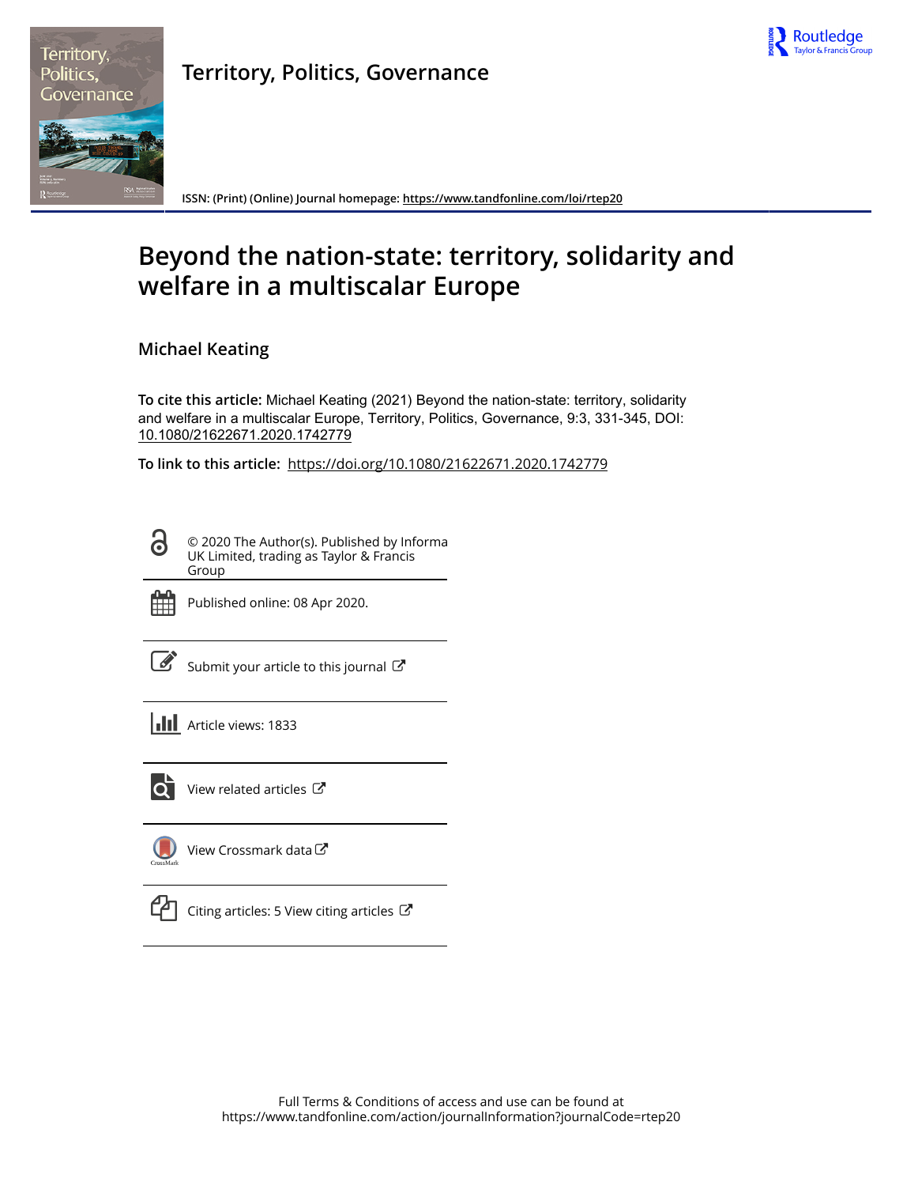Territory, Politics, Governance

ISSN: (Print) (Online) Journal homepage: https://www.tandfonline.com/loi/rtep20

# Beyond the nation-state: territory, solidarity and welfare in a multiscalar Europe

**Michael Keating**

**To cite this article:** Michael Keating (2021) Beyond the nation-state: territory, solidarity and welfare in a multiscalar Europe, Territory, Politics, Governance, 9:3, 331-345, DOI: 10.1080/21622671.2020.1742779

**To link to this article:** https://doi.org/10.1080/21622671.2020.1742779

© 2020 The Author(s). Published by Informa UK Limited, trading as Taylor & Francis Group

Published online: 08 Apr 2020.

Submit your article to this journal

Article views: 1833

View related articles

View Crossmark data

Citing articles: 5 View citing articles

Full Terms & Conditions of access and use can be found at
https://www.tandfonline.com/action/journalInformation?journalCode=rtep20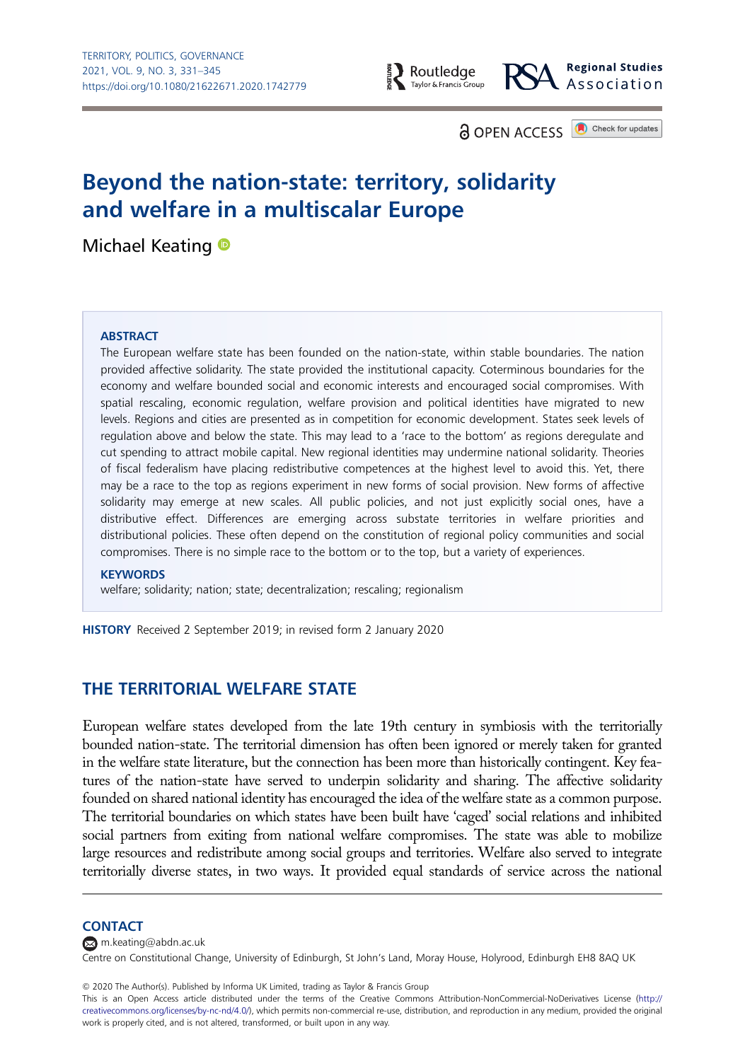# Beyond the nation-state: territory, solidarity and welfare in a multiscalar Europe

Michael Keating

**ABSTRACT**

The European welfare state has been founded on the nation-state, within stable boundaries. The nation provided affective solidarity. The state provided the institutional capacity. Coterminous boundaries for the economy and welfare bounded social and economic interests and encouraged social compromises. With spatial rescaling, economic regulation, welfare provision and political identities have migrated to new levels. Regions and cities are presented as in competition for economic development. States seek levels of regulation above and below the state. This may lead to a 'race to the bottom' as regions deregulate and cut spending to attract mobile capital. New regional identities may undermine national solidarity. Theories of fiscal federalism have placing redistributive competences at the highest level to avoid this. Yet, there may be a race to the top as regions experiment in new forms of social provision. New forms of affective solidarity may emerge at new scales. All public policies, and not just explicitly social ones, have a distributive effect. Differences are emerging across substate territories in welfare priorities and distributional policies. These often depend on the constitution of regional policy communities and social compromises. There is no simple race to the bottom or to the top, but a variety of experiences.

**KEYWORDS**

welfare; solidarity; nation; state; decentralization; rescaling; regionalism

**HISTORY** Received 2 September 2019; in revised form 2 January 2020

## THE TERRITORIAL WELFARE STATE

European welfare states developed from the late 19th century in symbiosis with the territorially bounded nation-state. The territorial dimension has often been ignored or merely taken for granted in the welfare state literature, but the connection has been more than historically contingent. Key features of the nation-state have served to underpin solidarity and sharing. The affective solidarity founded on shared national identity has encouraged the idea of the welfare state as a common purpose. The territorial boundaries on which states have been built have 'caged' social relations and inhibited social partners from exiting from national welfare compromises. The state was able to mobilize large resources and redistribute among social groups and territories. Welfare also served to integrate territorially diverse states, in two ways. It provided equal standards of service across the national

**CONTACT**

m.keating@abdn.ac.uk

Centre on Constitutional Change, University of Edinburgh, St John's Land, Moray House, Holyrood, Edinburgh EH8 8AQ UK

© 2020 The Author(s). Published by Informa UK Limited, trading as Taylor & Francis Group

This is an Open Access article distributed under the terms of the Creative Commons Attribution-NonCommercial-NoDerivatives License (http://creativecommons.org/licenses/by-nc-nd/4.0/), which permits non-commercial re-use, distribution, and reproduction in any medium, provided the original work is properly cited, and is not altered, transformed, or built upon in any way.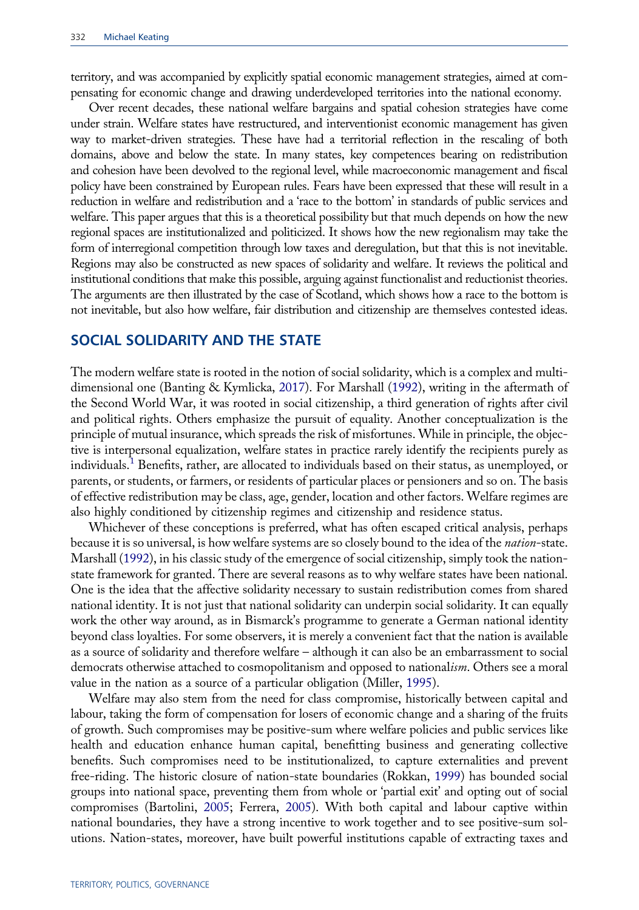territory, and was accompanied by explicitly spatial economic management strategies, aimed at compensating for economic change and drawing underdeveloped territories into the national economy.

Over recent decades, these national welfare bargains and spatial cohesion strategies have come under strain. Welfare states have restructured, and interventionist economic management has given way to market-driven strategies. These have had a territorial reflection in the rescaling of both domains, above and below the state. In many states, key competences bearing on redistribution and cohesion have been devolved to the regional level, while macroeconomic management and fiscal policy have been constrained by European rules. Fears have been expressed that these will result in a reduction in welfare and redistribution and a 'race to the bottom' in standards of public services and welfare. This paper argues that this is a theoretical possibility but that much depends on how the new regional spaces are institutionalized and politicized. It shows how the new regionalism may take the form of interregional competition through low taxes and deregulation, but that this is not inevitable. Regions may also be constructed as new spaces of solidarity and welfare. It reviews the political and institutional conditions that make this possible, arguing against functionalist and reductionist theories. The arguments are then illustrated by the case of Scotland, which shows how a race to the bottom is not inevitable, but also how welfare, fair distribution and citizenship are themselves contested ideas.

## SOCIAL SOLIDARITY AND THE STATE

The modern welfare state is rooted in the notion of social solidarity, which is a complex and multidimensional one (Banting & Kymlicka, 2017). For Marshall (1992), writing in the aftermath of the Second World War, it was rooted in social citizenship, a third generation of rights after civil and political rights. Others emphasize the pursuit of equality. Another conceptualization is the principle of mutual insurance, which spreads the risk of misfortunes. While in principle, the objective is interpersonal equalization, welfare states in practice rarely identify the recipients purely as individuals.[1] Benefits, rather, are allocated to individuals based on their status, as unemployed, or parents, or students, or farmers, or residents of particular places or pensioners and so on. The basis of effective redistribution may be class, age, gender, location and other factors. Welfare regimes are also highly conditioned by citizenship regimes and citizenship and residence status.

Whichever of these conceptions is preferred, what has often escaped critical analysis, perhaps because it is so universal, is how welfare systems are so closely bound to the idea of the *nation*-state. Marshall (1992), in his classic study of the emergence of social citizenship, simply took the nation-state framework for granted. There are several reasons as to why welfare states have been national. One is the idea that the affective solidarity necessary to sustain redistribution comes from shared national identity. It is not just that national solidarity can underpin social solidarity. It can equally work the other way around, as in Bismarck's programme to generate a German national identity beyond class loyalties. For some observers, it is merely a convenient fact that the nation is available as a source of solidarity and therefore welfare – although it can also be an embarrassment to social democrats otherwise attached to cosmopolitanism and opposed to national*ism*. Others see a moral value in the nation as a source of a particular obligation (Miller, 1995).

Welfare may also stem from the need for class compromise, historically between capital and labour, taking the form of compensation for losers of economic change and a sharing of the fruits of growth. Such compromises may be positive-sum where welfare policies and public services like health and education enhance human capital, benefitting business and generating collective benefits. Such compromises need to be institutionalized, to capture externalities and prevent free-riding. The historic closure of nation-state boundaries (Rokkan, 1999) has bounded social groups into national space, preventing them from whole or 'partial exit' and opting out of social compromises (Bartolini, 2005; Ferrera, 2005). With both capital and labour captive within national boundaries, they have a strong incentive to work together and to see positive-sum solutions. Nation-states, moreover, have built powerful institutions capable of extracting taxes and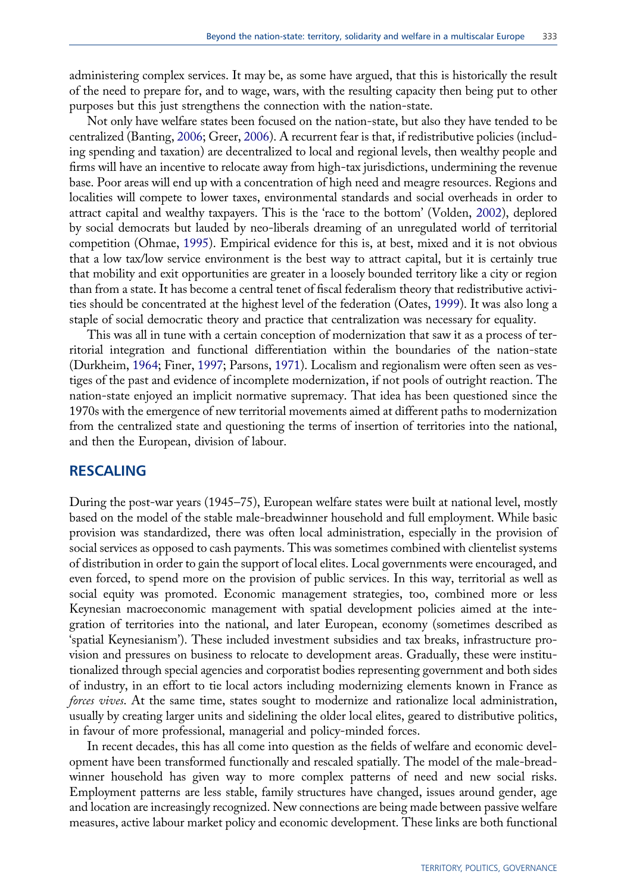administering complex services. It may be, as some have argued, that this is historically the result of the need to prepare for, and to wage, wars, with the resulting capacity then being put to other purposes but this just strengthens the connection with the nation-state.

Not only have welfare states been focused on the nation-state, but also they have tended to be centralized (Banting, 2006; Greer, 2006). A recurrent fear is that, if redistributive policies (including spending and taxation) are decentralized to local and regional levels, then wealthy people and firms will have an incentive to relocate away from high-tax jurisdictions, undermining the revenue base. Poor areas will end up with a concentration of high need and meagre resources. Regions and localities will compete to lower taxes, environmental standards and social overheads in order to attract capital and wealthy taxpayers. This is the 'race to the bottom' (Volden, 2002), deplored by social democrats but lauded by neo-liberals dreaming of an unregulated world of territorial competition (Ohmae, 1995). Empirical evidence for this is, at best, mixed and it is not obvious that a low tax/low service environment is the best way to attract capital, but it is certainly true that mobility and exit opportunities are greater in a loosely bounded territory like a city or region than from a state. It has become a central tenet of fiscal federalism theory that redistributive activities should be concentrated at the highest level of the federation (Oates, 1999). It was also long a staple of social democratic theory and practice that centralization was necessary for equality.

This was all in tune with a certain conception of modernization that saw it as a process of territorial integration and functional differentiation within the boundaries of the nation-state (Durkheim, 1964; Finer, 1997; Parsons, 1971). Localism and regionalism were often seen as vestiges of the past and evidence of incomplete modernization, if not pools of outright reaction. The nation-state enjoyed an implicit normative supremacy. That idea has been questioned since the 1970s with the emergence of new territorial movements aimed at different paths to modernization from the centralized state and questioning the terms of insertion of territories into the national, and then the European, division of labour.

## RESCALING

During the post-war years (1945–75), European welfare states were built at national level, mostly based on the model of the stable male-breadwinner household and full employment. While basic provision was standardized, there was often local administration, especially in the provision of social services as opposed to cash payments. This was sometimes combined with clientelist systems of distribution in order to gain the support of local elites. Local governments were encouraged, and even forced, to spend more on the provision of public services. In this way, territorial as well as social equity was promoted. Economic management strategies, too, combined more or less Keynesian macroeconomic management with spatial development policies aimed at the integration of territories into the national, and later European, economy (sometimes described as 'spatial Keynesianism'). These included investment subsidies and tax breaks, infrastructure provision and pressures on business to relocate to development areas. Gradually, these were institutionalized through special agencies and corporatist bodies representing government and both sides of industry, in an effort to tie local actors including modernizing elements known in France as *forces vives*. At the same time, states sought to modernize and rationalize local administration, usually by creating larger units and sidelining the older local elites, geared to distributive politics, in favour of more professional, managerial and policy-minded forces.

In recent decades, this has all come into question as the fields of welfare and economic development have been transformed functionally and rescaled spatially. The model of the male-breadwinner household has given way to more complex patterns of need and new social risks. Employment patterns are less stable, family structures have changed, issues around gender, age and location are increasingly recognized. New connections are being made between passive welfare measures, active labour market policy and economic development. These links are both functional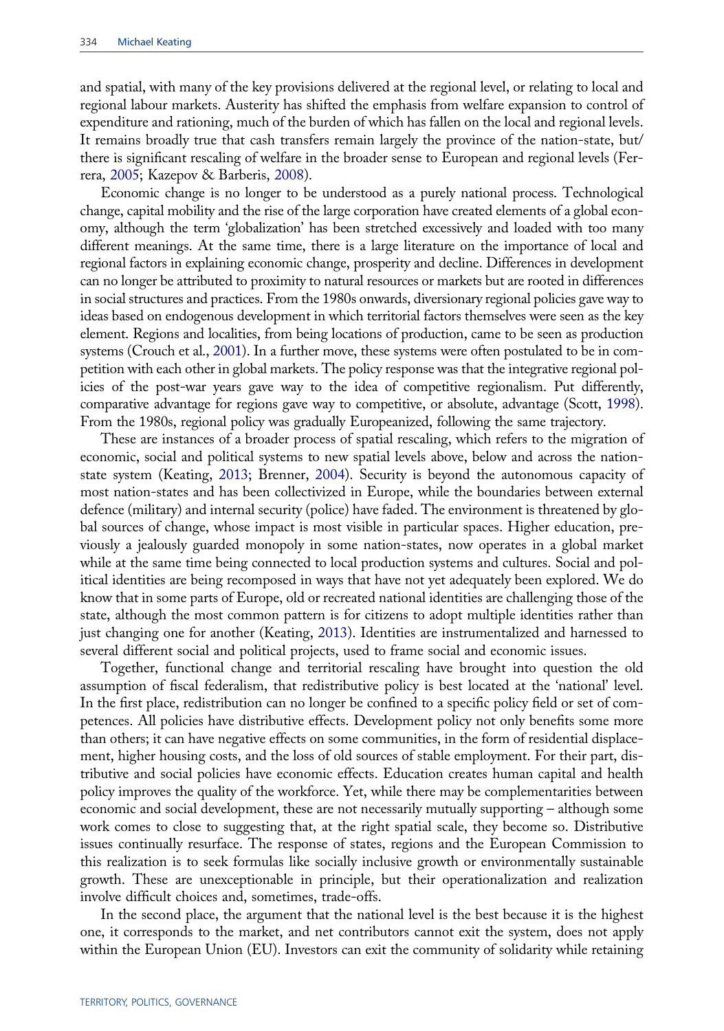and spatial, with many of the key provisions delivered at the regional level, or relating to local and regional labour markets. Austerity has shifted the emphasis from welfare expansion to control of expenditure and rationing, much of the burden of which has fallen on the local and regional levels. It remains broadly true that cash transfers remain largely the province of the nation-state, but/ there is significant rescaling of welfare in the broader sense to European and regional levels (Ferrera, 2005; Kazepov & Barberis, 2008).

Economic change is no longer to be understood as a purely national process. Technological change, capital mobility and the rise of the large corporation have created elements of a global economy, although the term 'globalization' has been stretched excessively and loaded with too many different meanings. At the same time, there is a large literature on the importance of local and regional factors in explaining economic change, prosperity and decline. Differences in development can no longer be attributed to proximity to natural resources or markets but are rooted in differences in social structures and practices. From the 1980s onwards, diversionary regional policies gave way to ideas based on endogenous development in which territorial factors themselves were seen as the key element. Regions and localities, from being locations of production, came to be seen as production systems (Crouch et al., 2001). In a further move, these systems were often postulated to be in competition with each other in global markets. The policy response was that the integrative regional policies of the post-war years gave way to the idea of competitive regionalism. Put differently, comparative advantage for regions gave way to competitive, or absolute, advantage (Scott, 1998). From the 1980s, regional policy was gradually Europeanized, following the same trajectory.

These are instances of a broader process of spatial rescaling, which refers to the migration of economic, social and political systems to new spatial levels above, below and across the nation-state system (Keating, 2013; Brenner, 2004). Security is beyond the autonomous capacity of most nation-states and has been collectivized in Europe, while the boundaries between external defence (military) and internal security (police) have faded. The environment is threatened by global sources of change, whose impact is most visible in particular spaces. Higher education, previously a jealously guarded monopoly in some nation-states, now operates in a global market while at the same time being connected to local production systems and cultures. Social and political identities are being recomposed in ways that have not yet adequately been explored. We do know that in some parts of Europe, old or recreated national identities are challenging those of the state, although the most common pattern is for citizens to adopt multiple identities rather than just changing one for another (Keating, 2013). Identities are instrumentalized and harnessed to several different social and political projects, used to frame social and economic issues.

Together, functional change and territorial rescaling have brought into question the old assumption of fiscal federalism, that redistributive policy is best located at the 'national' level. In the first place, redistribution can no longer be confined to a specific policy field or set of competences. All policies have distributive effects. Development policy not only benefits some more than others; it can have negative effects on some communities, in the form of residential displacement, higher housing costs, and the loss of old sources of stable employment. For their part, distributive and social policies have economic effects. Education creates human capital and health policy improves the quality of the workforce. Yet, while there may be complementarities between economic and social development, these are not necessarily mutually supporting – although some work comes to close to suggesting that, at the right spatial scale, they become so. Distributive issues continually resurface. The response of states, regions and the European Commission to this realization is to seek formulas like socially inclusive growth or environmentally sustainable growth. These are unexceptionable in principle, but their operationalization and realization involve difficult choices and, sometimes, trade-offs.

In the second place, the argument that the national level is the best because it is the highest one, it corresponds to the market, and net contributors cannot exit the system, does not apply within the European Union (EU). Investors can exit the community of solidarity while retaining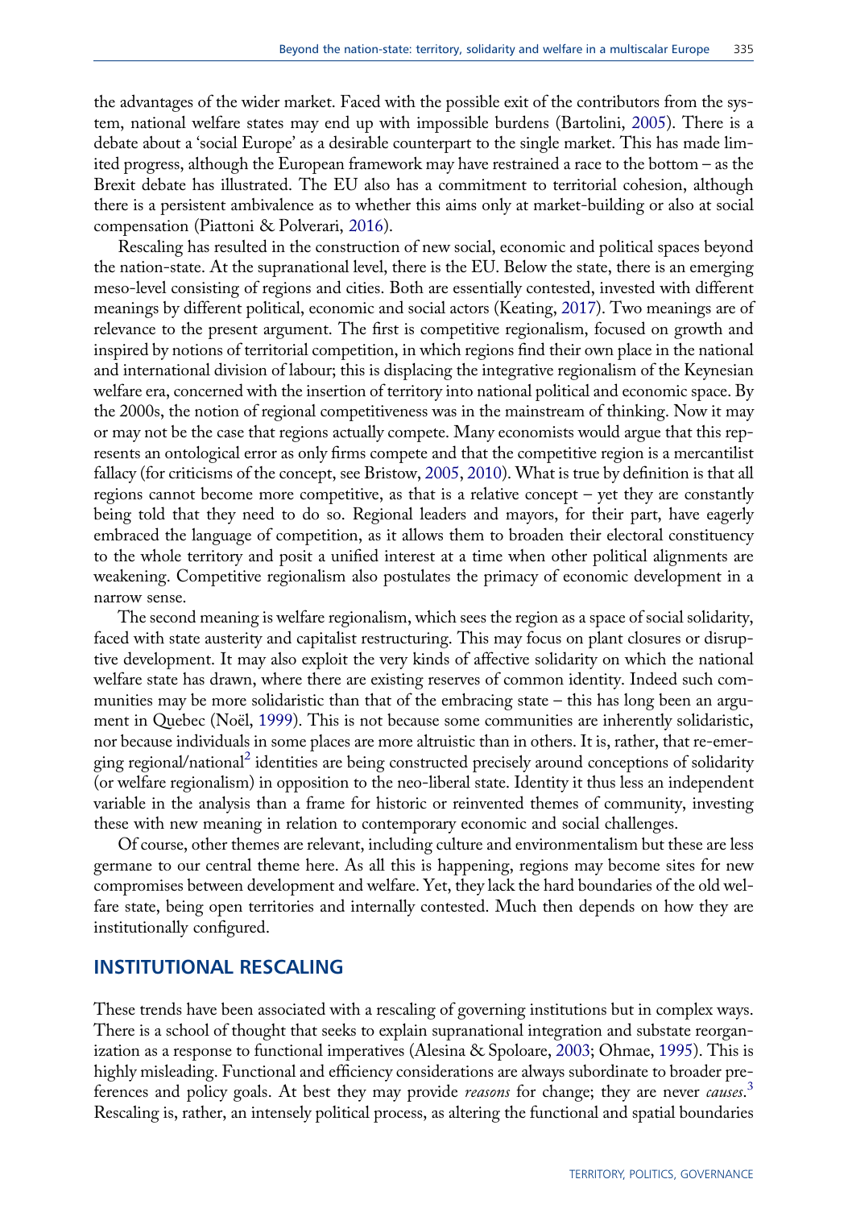the advantages of the wider market. Faced with the possible exit of the contributors from the system, national welfare states may end up with impossible burdens (Bartolini, 2005). There is a debate about a 'social Europe' as a desirable counterpart to the single market. This has made limited progress, although the European framework may have restrained a race to the bottom – as the Brexit debate has illustrated. The EU also has a commitment to territorial cohesion, although there is a persistent ambivalence as to whether this aims only at market-building or also at social compensation (Piattoni & Polverari, 2016).

Rescaling has resulted in the construction of new social, economic and political spaces beyond the nation-state. At the supranational level, there is the EU. Below the state, there is an emerging meso-level consisting of regions and cities. Both are essentially contested, invested with different meanings by different political, economic and social actors (Keating, 2017). Two meanings are of relevance to the present argument. The first is competitive regionalism, focused on growth and inspired by notions of territorial competition, in which regions find their own place in the national and international division of labour; this is displacing the integrative regionalism of the Keynesian welfare era, concerned with the insertion of territory into national political and economic space. By the 2000s, the notion of regional competitiveness was in the mainstream of thinking. Now it may or may not be the case that regions actually compete. Many economists would argue that this represents an ontological error as only firms compete and that the competitive region is a mercantilist fallacy (for criticisms of the concept, see Bristow, 2005, 2010). What is true by definition is that all regions cannot become more competitive, as that is a relative concept – yet they are constantly being told that they need to do so. Regional leaders and mayors, for their part, have eagerly embraced the language of competition, as it allows them to broaden their electoral constituency to the whole territory and posit a unified interest at a time when other political alignments are weakening. Competitive regionalism also postulates the primacy of economic development in a narrow sense.

The second meaning is welfare regionalism, which sees the region as a space of social solidarity, faced with state austerity and capitalist restructuring. This may focus on plant closures or disruptive development. It may also exploit the very kinds of affective solidarity on which the national welfare state has drawn, where there are existing reserves of common identity. Indeed such communities may be more solidaristic than that of the embracing state – this has long been an argument in Quebec (Noël, 1999). This is not because some communities are inherently solidaristic, nor because individuals in some places are more altruistic than in others. It is, rather, that re-emerging regional/national[2] identities are being constructed precisely around conceptions of solidarity (or welfare regionalism) in opposition to the neo-liberal state. Identity it thus less an independent variable in the analysis than a frame for historic or reinvented themes of community, investing these with new meaning in relation to contemporary economic and social challenges.

Of course, other themes are relevant, including culture and environmentalism but these are less germane to our central theme here. As all this is happening, regions may become sites for new compromises between development and welfare. Yet, they lack the hard boundaries of the old welfare state, being open territories and internally contested. Much then depends on how they are institutionally configured.

## INSTITUTIONAL RESCALING

These trends have been associated with a rescaling of governing institutions but in complex ways. There is a school of thought that seeks to explain supranational integration and substate reorganization as a response to functional imperatives (Alesina & Spoloare, 2003; Ohmae, 1995). This is highly misleading. Functional and efficiency considerations are always subordinate to broader preferences and policy goals. At best they may provide *reasons* for change; they are never *causes*.[3] Rescaling is, rather, an intensely political process, as altering the functional and spatial boundaries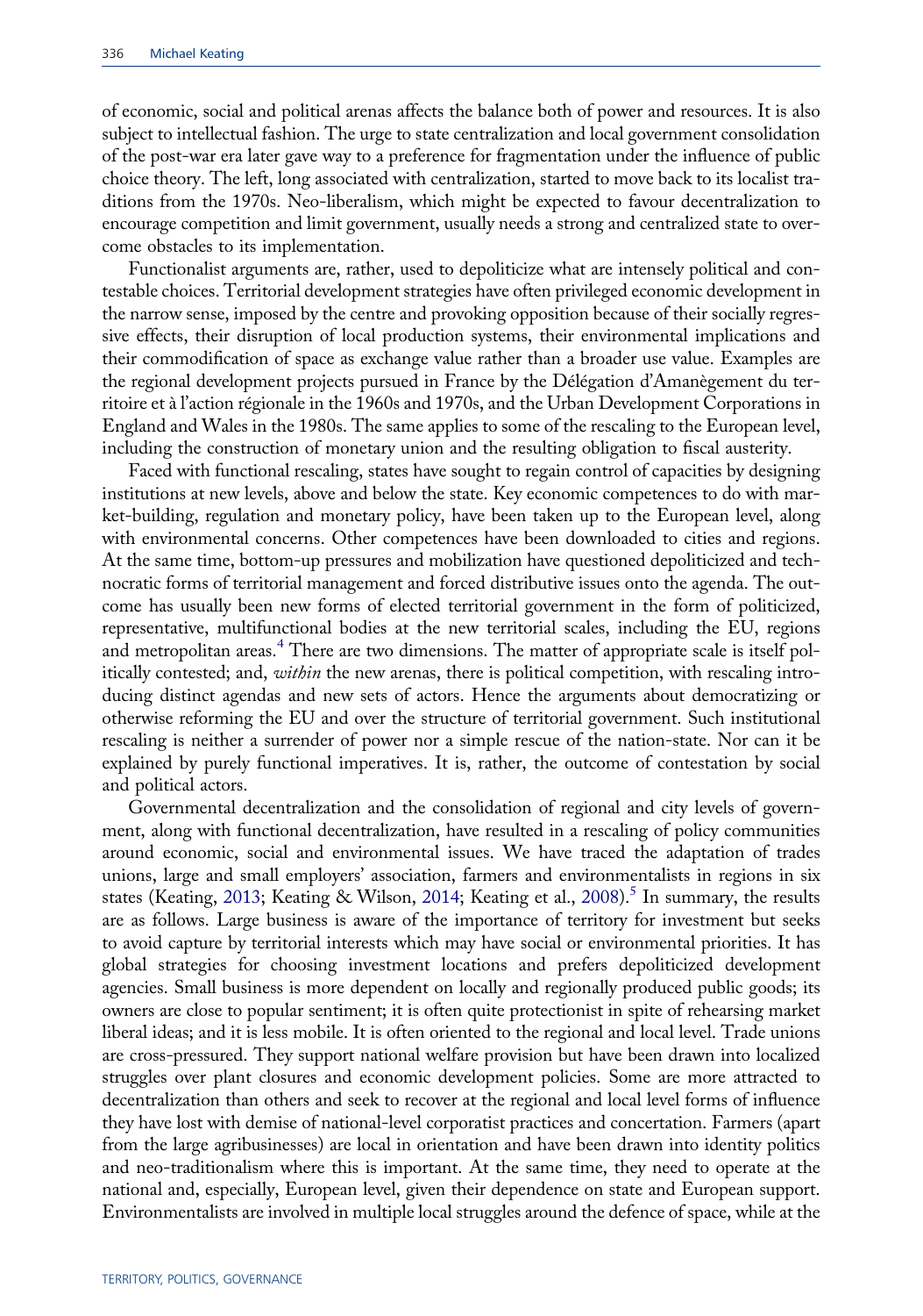of economic, social and political arenas affects the balance both of power and resources. It is also subject to intellectual fashion. The urge to state centralization and local government consolidation of the post-war era later gave way to a preference for fragmentation under the influence of public choice theory. The left, long associated with centralization, started to move back to its localist traditions from the 1970s. Neo-liberalism, which might be expected to favour decentralization to encourage competition and limit government, usually needs a strong and centralized state to overcome obstacles to its implementation.

Functionalist arguments are, rather, used to depoliticize what are intensely political and contestable choices. Territorial development strategies have often privileged economic development in the narrow sense, imposed by the centre and provoking opposition because of their socially regressive effects, their disruption of local production systems, their environmental implications and their commodification of space as exchange value rather than a broader use value. Examples are the regional development projects pursued in France by the Délégation d'Amanègement du territoire et à l'action régionale in the 1960s and 1970s, and the Urban Development Corporations in England and Wales in the 1980s. The same applies to some of the rescaling to the European level, including the construction of monetary union and the resulting obligation to fiscal austerity.

Faced with functional rescaling, states have sought to regain control of capacities by designing institutions at new levels, above and below the state. Key economic competences to do with market-building, regulation and monetary policy, have been taken up to the European level, along with environmental concerns. Other competences have been downloaded to cities and regions. At the same time, bottom-up pressures and mobilization have questioned depoliticized and technocratic forms of territorial management and forced distributive issues onto the agenda. The outcome has usually been new forms of elected territorial government in the form of politicized, representative, multifunctional bodies at the new territorial scales, including the EU, regions and metropolitan areas.[4] There are two dimensions. The matter of appropriate scale is itself politically contested; and, *within* the new arenas, there is political competition, with rescaling introducing distinct agendas and new sets of actors. Hence the arguments about democratizing or otherwise reforming the EU and over the structure of territorial government. Such institutional rescaling is neither a surrender of power nor a simple rescue of the nation-state. Nor can it be explained by purely functional imperatives. It is, rather, the outcome of contestation by social and political actors.

Governmental decentralization and the consolidation of regional and city levels of government, along with functional decentralization, have resulted in a rescaling of policy communities around economic, social and environmental issues. We have traced the adaptation of trades unions, large and small employers' association, farmers and environmentalists in regions in six states (Keating, 2013; Keating & Wilson, 2014; Keating et al., 2008).[5] In summary, the results are as follows. Large business is aware of the importance of territory for investment but seeks to avoid capture by territorial interests which may have social or environmental priorities. It has global strategies for choosing investment locations and prefers depoliticized development agencies. Small business is more dependent on locally and regionally produced public goods; its owners are close to popular sentiment; it is often quite protectionist in spite of rehearsing market liberal ideas; and it is less mobile. It is often oriented to the regional and local level. Trade unions are cross-pressured. They support national welfare provision but have been drawn into localized struggles over plant closures and economic development policies. Some are more attracted to decentralization than others and seek to recover at the regional and local level forms of influence they have lost with demise of national-level corporatist practices and concertation. Farmers (apart from the large agribusinesses) are local in orientation and have been drawn into identity politics and neo-traditionalism where this is important. At the same time, they need to operate at the national and, especially, European level, given their dependence on state and European support. Environmentalists are involved in multiple local struggles around the defence of space, while at the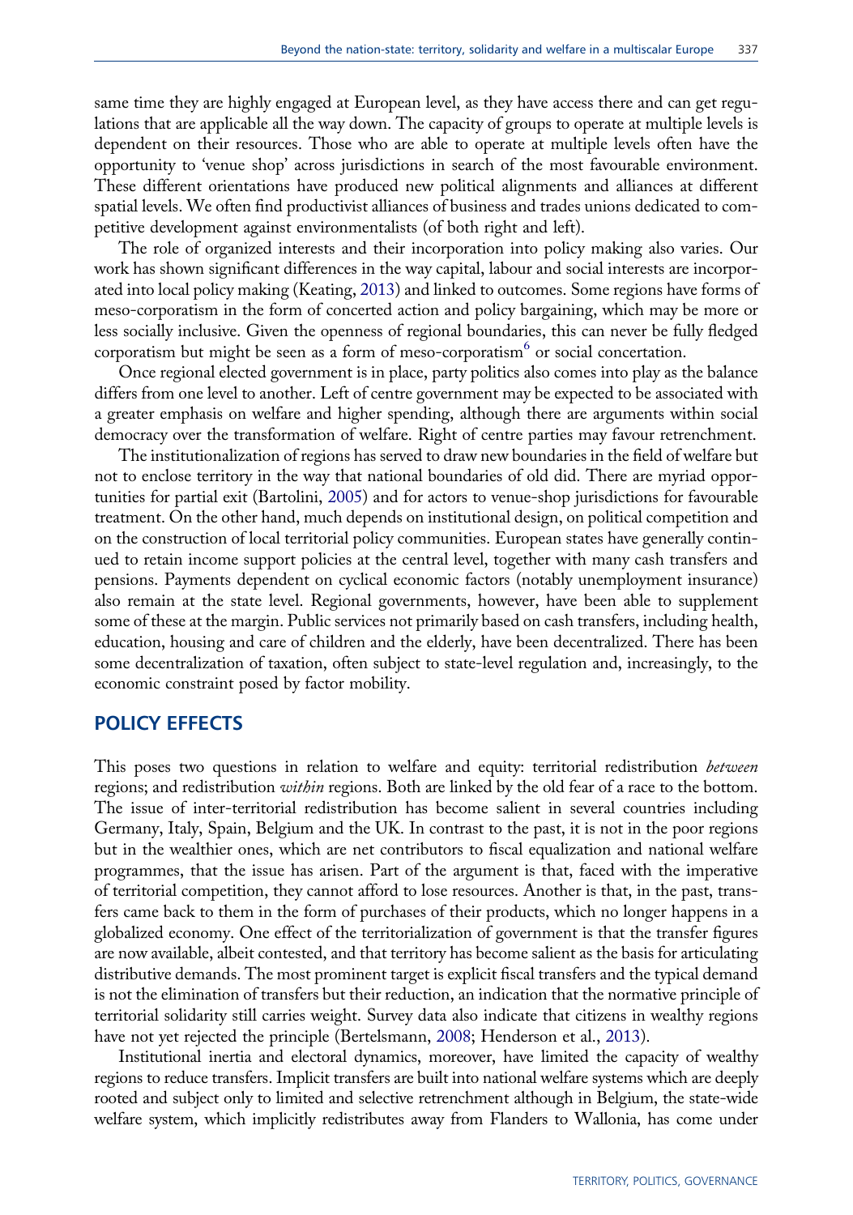same time they are highly engaged at European level, as they have access there and can get regulations that are applicable all the way down. The capacity of groups to operate at multiple levels is dependent on their resources. Those who are able to operate at multiple levels often have the opportunity to 'venue shop' across jurisdictions in search of the most favourable environment. These different orientations have produced new political alignments and alliances at different spatial levels. We often find productivist alliances of business and trades unions dedicated to competitive development against environmentalists (of both right and left).

The role of organized interests and their incorporation into policy making also varies. Our work has shown significant differences in the way capital, labour and social interests are incorporated into local policy making (Keating, 2013) and linked to outcomes. Some regions have forms of meso-corporatism in the form of concerted action and policy bargaining, which may be more or less socially inclusive. Given the openness of regional boundaries, this can never be fully fledged corporatism but might be seen as a form of meso-corporatism[6] or social concertation.

Once regional elected government is in place, party politics also comes into play as the balance differs from one level to another. Left of centre government may be expected to be associated with a greater emphasis on welfare and higher spending, although there are arguments within social democracy over the transformation of welfare. Right of centre parties may favour retrenchment.

The institutionalization of regions has served to draw new boundaries in the field of welfare but not to enclose territory in the way that national boundaries of old did. There are myriad opportunities for partial exit (Bartolini, 2005) and for actors to venue-shop jurisdictions for favourable treatment. On the other hand, much depends on institutional design, on political competition and on the construction of local territorial policy communities. European states have generally continued to retain income support policies at the central level, together with many cash transfers and pensions. Payments dependent on cyclical economic factors (notably unemployment insurance) also remain at the state level. Regional governments, however, have been able to supplement some of these at the margin. Public services not primarily based on cash transfers, including health, education, housing and care of children and the elderly, have been decentralized. There has been some decentralization of taxation, often subject to state-level regulation and, increasingly, to the economic constraint posed by factor mobility.

## POLICY EFFECTS

This poses two questions in relation to welfare and equity: territorial redistribution *between* regions; and redistribution *within* regions. Both are linked by the old fear of a race to the bottom. The issue of inter-territorial redistribution has become salient in several countries including Germany, Italy, Spain, Belgium and the UK. In contrast to the past, it is not in the poor regions but in the wealthier ones, which are net contributors to fiscal equalization and national welfare programmes, that the issue has arisen. Part of the argument is that, faced with the imperative of territorial competition, they cannot afford to lose resources. Another is that, in the past, transfers came back to them in the form of purchases of their products, which no longer happens in a globalized economy. One effect of the territorialization of government is that the transfer figures are now available, albeit contested, and that territory has become salient as the basis for articulating distributive demands. The most prominent target is explicit fiscal transfers and the typical demand is not the elimination of transfers but their reduction, an indication that the normative principle of territorial solidarity still carries weight. Survey data also indicate that citizens in wealthy regions have not yet rejected the principle (Bertelsmann, 2008; Henderson et al., 2013).

Institutional inertia and electoral dynamics, moreover, have limited the capacity of wealthy regions to reduce transfers. Implicit transfers are built into national welfare systems which are deeply rooted and subject only to limited and selective retrenchment although in Belgium, the state-wide welfare system, which implicitly redistributes away from Flanders to Wallonia, has come under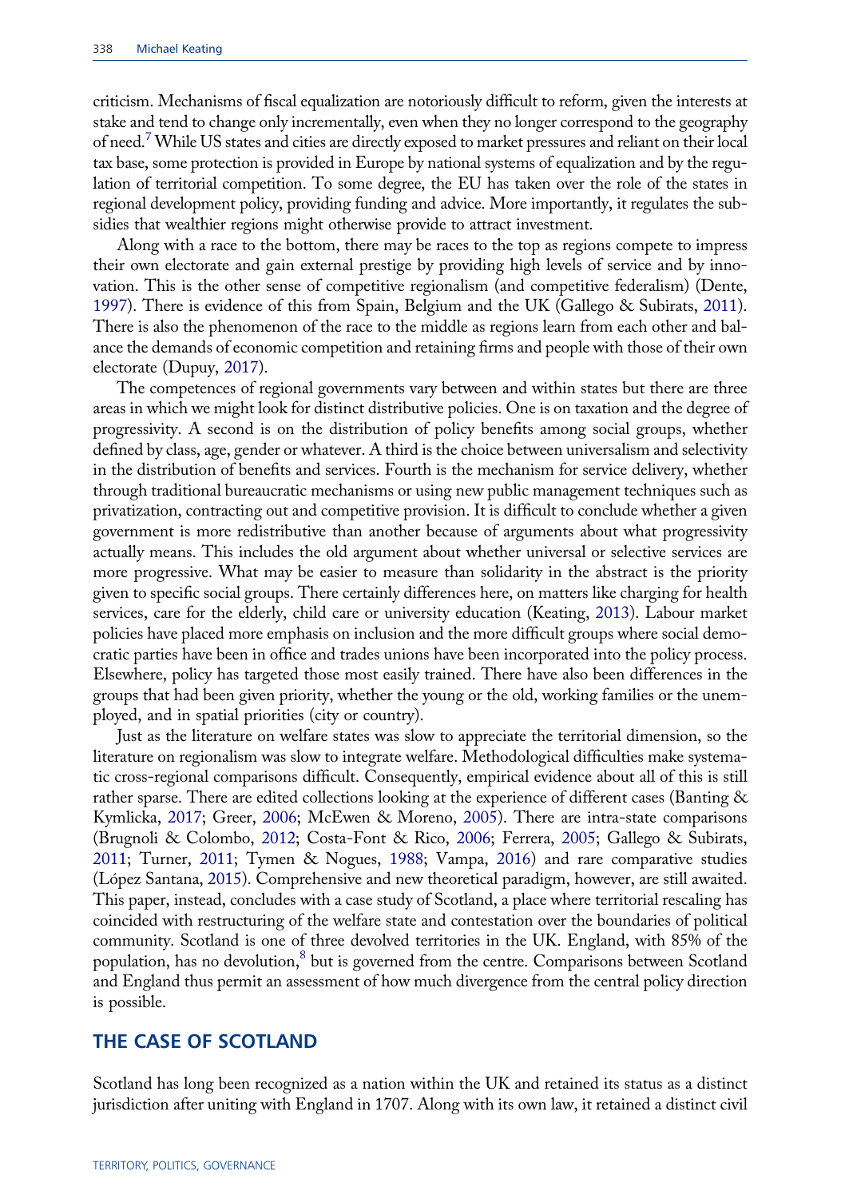criticism. Mechanisms of fiscal equalization are notoriously difficult to reform, given the interests at stake and tend to change only incrementally, even when they no longer correspond to the geography of need.[7] While US states and cities are directly exposed to market pressures and reliant on their local tax base, some protection is provided in Europe by national systems of equalization and by the regulation of territorial competition. To some degree, the EU has taken over the role of the states in regional development policy, providing funding and advice. More importantly, it regulates the subsidies that wealthier regions might otherwise provide to attract investment.

Along with a race to the bottom, there may be races to the top as regions compete to impress their own electorate and gain external prestige by providing high levels of service and by innovation. This is the other sense of competitive regionalism (and competitive federalism) (Dente, 1997). There is evidence of this from Spain, Belgium and the UK (Gallego & Subirats, 2011). There is also the phenomenon of the race to the middle as regions learn from each other and balance the demands of economic competition and retaining firms and people with those of their own electorate (Dupuy, 2017).

The competences of regional governments vary between and within states but there are three areas in which we might look for distinct distributive policies. One is on taxation and the degree of progressivity. A second is on the distribution of policy benefits among social groups, whether defined by class, age, gender or whatever. A third is the choice between universalism and selectivity in the distribution of benefits and services. Fourth is the mechanism for service delivery, whether through traditional bureaucratic mechanisms or using new public management techniques such as privatization, contracting out and competitive provision. It is difficult to conclude whether a given government is more redistributive than another because of arguments about what progressivity actually means. This includes the old argument about whether universal or selective services are more progressive. What may be easier to measure than solidarity in the abstract is the priority given to specific social groups. There certainly differences here, on matters like charging for health services, care for the elderly, child care or university education (Keating, 2013). Labour market policies have placed more emphasis on inclusion and the more difficult groups where social democratic parties have been in office and trades unions have been incorporated into the policy process. Elsewhere, policy has targeted those most easily trained. There have also been differences in the groups that had been given priority, whether the young or the old, working families or the unemployed, and in spatial priorities (city or country).

Just as the literature on welfare states was slow to appreciate the territorial dimension, so the literature on regionalism was slow to integrate welfare. Methodological difficulties make systematic cross-regional comparisons difficult. Consequently, empirical evidence about all of this is still rather sparse. There are edited collections looking at the experience of different cases (Banting & Kymlicka, 2017; Greer, 2006; McEwen & Moreno, 2005). There are intra-state comparisons (Brugnoli & Colombo, 2012; Costa-Font & Rico, 2006; Ferrera, 2005; Gallego & Subirats, 2011; Turner, 2011; Tymen & Nogues, 1988; Vampa, 2016) and rare comparative studies (López Santana, 2015). Comprehensive and new theoretical paradigm, however, are still awaited. This paper, instead, concludes with a case study of Scotland, a place where territorial rescaling has coincided with restructuring of the welfare state and contestation over the boundaries of political community. Scotland is one of three devolved territories in the UK. England, with 85% of the population, has no devolution,[8] but is governed from the centre. Comparisons between Scotland and England thus permit an assessment of how much divergence from the central policy direction is possible.

## THE CASE OF SCOTLAND

Scotland has long been recognized as a nation within the UK and retained its status as a distinct jurisdiction after uniting with England in 1707. Along with its own law, it retained a distinct civil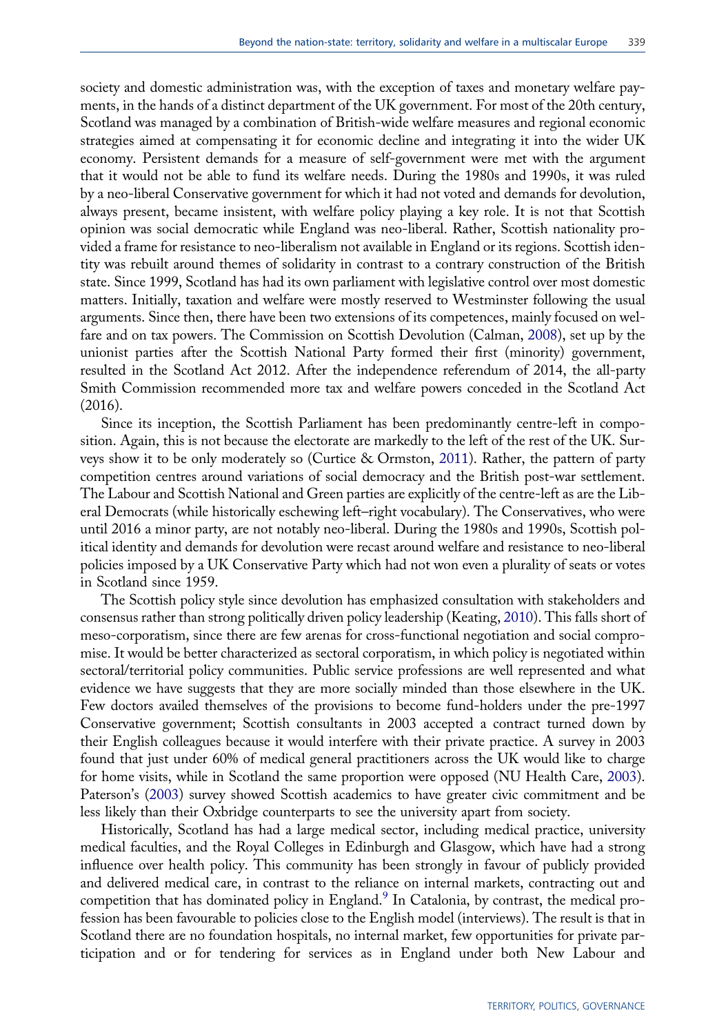society and domestic administration was, with the exception of taxes and monetary welfare payments, in the hands of a distinct department of the UK government. For most of the 20th century, Scotland was managed by a combination of British-wide welfare measures and regional economic strategies aimed at compensating it for economic decline and integrating it into the wider UK economy. Persistent demands for a measure of self-government were met with the argument that it would not be able to fund its welfare needs. During the 1980s and 1990s, it was ruled by a neo-liberal Conservative government for which it had not voted and demands for devolution, always present, became insistent, with welfare policy playing a key role. It is not that Scottish opinion was social democratic while England was neo-liberal. Rather, Scottish nationality provided a frame for resistance to neo-liberalism not available in England or its regions. Scottish identity was rebuilt around themes of solidarity in contrast to a contrary construction of the British state. Since 1999, Scotland has had its own parliament with legislative control over most domestic matters. Initially, taxation and welfare were mostly reserved to Westminster following the usual arguments. Since then, there have been two extensions of its competences, mainly focused on welfare and on tax powers. The Commission on Scottish Devolution (Calman, 2008), set up by the unionist parties after the Scottish National Party formed their first (minority) government, resulted in the Scotland Act 2012. After the independence referendum of 2014, the all-party Smith Commission recommended more tax and welfare powers conceded in the Scotland Act (2016).

Since its inception, the Scottish Parliament has been predominantly centre-left in composition. Again, this is not because the electorate are markedly to the left of the rest of the UK. Surveys show it to be only moderately so (Curtice & Ormston, 2011). Rather, the pattern of party competition centres around variations of social democracy and the British post-war settlement. The Labour and Scottish National and Green parties are explicitly of the centre-left as are the Liberal Democrats (while historically eschewing left–right vocabulary). The Conservatives, who were until 2016 a minor party, are not notably neo-liberal. During the 1980s and 1990s, Scottish political identity and demands for devolution were recast around welfare and resistance to neo-liberal policies imposed by a UK Conservative Party which had not won even a plurality of seats or votes in Scotland since 1959.

The Scottish policy style since devolution has emphasized consultation with stakeholders and consensus rather than strong politically driven policy leadership (Keating, 2010). This falls short of meso-corporatism, since there are few arenas for cross-functional negotiation and social compromise. It would be better characterized as sectoral corporatism, in which policy is negotiated within sectoral/territorial policy communities. Public service professions are well represented and what evidence we have suggests that they are more socially minded than those elsewhere in the UK. Few doctors availed themselves of the provisions to become fund-holders under the pre-1997 Conservative government; Scottish consultants in 2003 accepted a contract turned down by their English colleagues because it would interfere with their private practice. A survey in 2003 found that just under 60% of medical general practitioners across the UK would like to charge for home visits, while in Scotland the same proportion were opposed (NU Health Care, 2003). Paterson's (2003) survey showed Scottish academics to have greater civic commitment and be less likely than their Oxbridge counterparts to see the university apart from society.

Historically, Scotland has had a large medical sector, including medical practice, university medical faculties, and the Royal Colleges in Edinburgh and Glasgow, which have had a strong influence over health policy. This community has been strongly in favour of publicly provided and delivered medical care, in contrast to the reliance on internal markets, contracting out and competition that has dominated policy in England.[9] In Catalonia, by contrast, the medical profession has been favourable to policies close to the English model (interviews). The result is that in Scotland there are no foundation hospitals, no internal market, few opportunities for private participation and or for tendering for services as in England under both New Labour and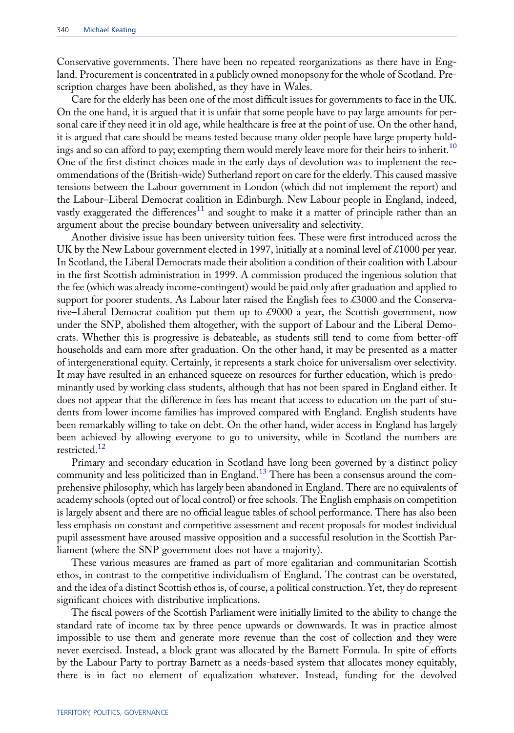Conservative governments. There have been no repeated reorganizations as there have in England. Procurement is concentrated in a publicly owned monopsony for the whole of Scotland. Prescription charges have been abolished, as they have in Wales.

Care for the elderly has been one of the most difficult issues for governments to face in the UK. On the one hand, it is argued that it is unfair that some people have to pay large amounts for personal care if they need it in old age, while healthcare is free at the point of use. On the other hand, it is argued that care should be means tested because many older people have large property holdings and so can afford to pay; exempting them would merely leave more for their heirs to inherit.[10] One of the first distinct choices made in the early days of devolution was to implement the recommendations of the (British-wide) Sutherland report on care for the elderly. This caused massive tensions between the Labour government in London (which did not implement the report) and the Labour–Liberal Democrat coalition in Edinburgh. New Labour people in England, indeed, vastly exaggerated the differences[11] and sought to make it a matter of principle rather than an argument about the precise boundary between universality and selectivity.

Another divisive issue has been university tuition fees. These were first introduced across the UK by the New Labour government elected in 1997, initially at a nominal level of £1000 per year. In Scotland, the Liberal Democrats made their abolition a condition of their coalition with Labour in the first Scottish administration in 1999. A commission produced the ingenious solution that the fee (which was already income-contingent) would be paid only after graduation and applied to support for poorer students. As Labour later raised the English fees to £3000 and the Conservative–Liberal Democrat coalition put them up to £9000 a year, the Scottish government, now under the SNP, abolished them altogether, with the support of Labour and the Liberal Democrats. Whether this is progressive is debateable, as students still tend to come from better-off households and earn more after graduation. On the other hand, it may be presented as a matter of intergenerational equity. Certainly, it represents a stark choice for universalism over selectivity. It may have resulted in an enhanced squeeze on resources for further education, which is predominantly used by working class students, although that has not been spared in England either. It does not appear that the difference in fees has meant that access to education on the part of students from lower income families has improved compared with England. English students have been remarkably willing to take on debt. On the other hand, wider access in England has largely been achieved by allowing everyone to go to university, while in Scotland the numbers are restricted.[12]

Primary and secondary education in Scotland have long been governed by a distinct policy community and less politicized than in England.[13] There has been a consensus around the comprehensive philosophy, which has largely been abandoned in England. There are no equivalents of academy schools (opted out of local control) or free schools. The English emphasis on competition is largely absent and there are no official league tables of school performance. There has also been less emphasis on constant and competitive assessment and recent proposals for modest individual pupil assessment have aroused massive opposition and a successful resolution in the Scottish Parliament (where the SNP government does not have a majority).

These various measures are framed as part of more egalitarian and communitarian Scottish ethos, in contrast to the competitive individualism of England. The contrast can be overstated, and the idea of a distinct Scottish ethos is, of course, a political construction. Yet, they do represent significant choices with distributive implications.

The fiscal powers of the Scottish Parliament were initially limited to the ability to change the standard rate of income tax by three pence upwards or downwards. It was in practice almost impossible to use them and generate more revenue than the cost of collection and they were never exercised. Instead, a block grant was allocated by the Barnett Formula. In spite of efforts by the Labour Party to portray Barnett as a needs-based system that allocates money equitably, there is in fact no element of equalization whatever. Instead, funding for the devolved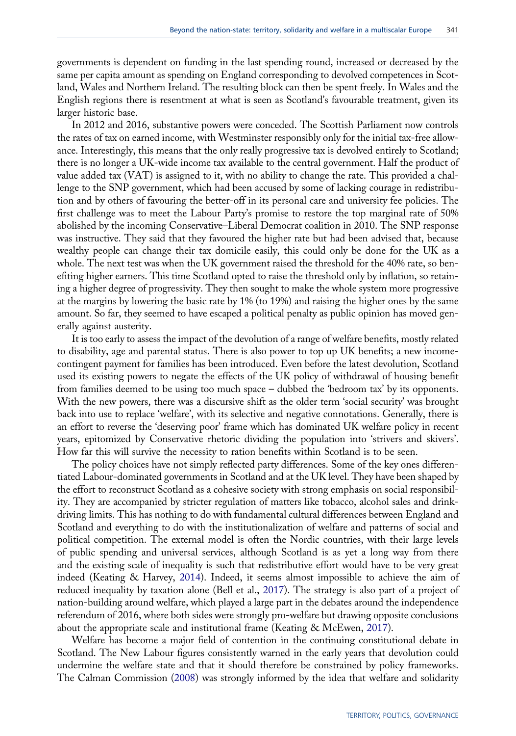governments is dependent on funding in the last spending round, increased or decreased by the same per capita amount as spending on England corresponding to devolved competences in Scotland, Wales and Northern Ireland. The resulting block can then be spent freely. In Wales and the English regions there is resentment at what is seen as Scotland's favourable treatment, given its larger historic base.

In 2012 and 2016, substantive powers were conceded. The Scottish Parliament now controls the rates of tax on earned income, with Westminster responsibly only for the initial tax-free allowance. Interestingly, this means that the only really progressive tax is devolved entirely to Scotland; there is no longer a UK-wide income tax available to the central government. Half the product of value added tax (VAT) is assigned to it, with no ability to change the rate. This provided a challenge to the SNP government, which had been accused by some of lacking courage in redistribution and by others of favouring the better-off in its personal care and university fee policies. The first challenge was to meet the Labour Party's promise to restore the top marginal rate of 50% abolished by the incoming Conservative–Liberal Democrat coalition in 2010. The SNP response was instructive. They said that they favoured the higher rate but had been advised that, because wealthy people can change their tax domicile easily, this could only be done for the UK as a whole. The next test was when the UK government raised the threshold for the 40% rate, so benefiting higher earners. This time Scotland opted to raise the threshold only by inflation, so retaining a higher degree of progressivity. They then sought to make the whole system more progressive at the margins by lowering the basic rate by 1% (to 19%) and raising the higher ones by the same amount. So far, they seemed to have escaped a political penalty as public opinion has moved generally against austerity.

It is too early to assess the impact of the devolution of a range of welfare benefits, mostly related to disability, age and parental status. There is also power to top up UK benefits; a new income-contingent payment for families has been introduced. Even before the latest devolution, Scotland used its existing powers to negate the effects of the UK policy of withdrawal of housing benefit from families deemed to be using too much space – dubbed the 'bedroom tax' by its opponents. With the new powers, there was a discursive shift as the older term 'social security' was brought back into use to replace 'welfare', with its selective and negative connotations. Generally, there is an effort to reverse the 'deserving poor' frame which has dominated UK welfare policy in recent years, epitomized by Conservative rhetoric dividing the population into 'strivers and skivers'. How far this will survive the necessity to ration benefits within Scotland is to be seen.

The policy choices have not simply reflected party differences. Some of the key ones differentiated Labour-dominated governments in Scotland and at the UK level. They have been shaped by the effort to reconstruct Scotland as a cohesive society with strong emphasis on social responsibility. They are accompanied by stricter regulation of matters like tobacco, alcohol sales and drink-driving limits. This has nothing to do with fundamental cultural differences between England and Scotland and everything to do with the institutionalization of welfare and patterns of social and political competition. The external model is often the Nordic countries, with their large levels of public spending and universal services, although Scotland is as yet a long way from there and the existing scale of inequality is such that redistributive effort would have to be very great indeed (Keating & Harvey, 2014). Indeed, it seems almost impossible to achieve the aim of reduced inequality by taxation alone (Bell et al., 2017). The strategy is also part of a project of nation-building around welfare, which played a large part in the debates around the independence referendum of 2016, where both sides were strongly pro-welfare but drawing opposite conclusions about the appropriate scale and institutional frame (Keating & McEwen, 2017).

Welfare has become a major field of contention in the continuing constitutional debate in Scotland. The New Labour figures consistently warned in the early years that devolution could undermine the welfare state and that it should therefore be constrained by policy frameworks. The Calman Commission (2008) was strongly informed by the idea that welfare and solidarity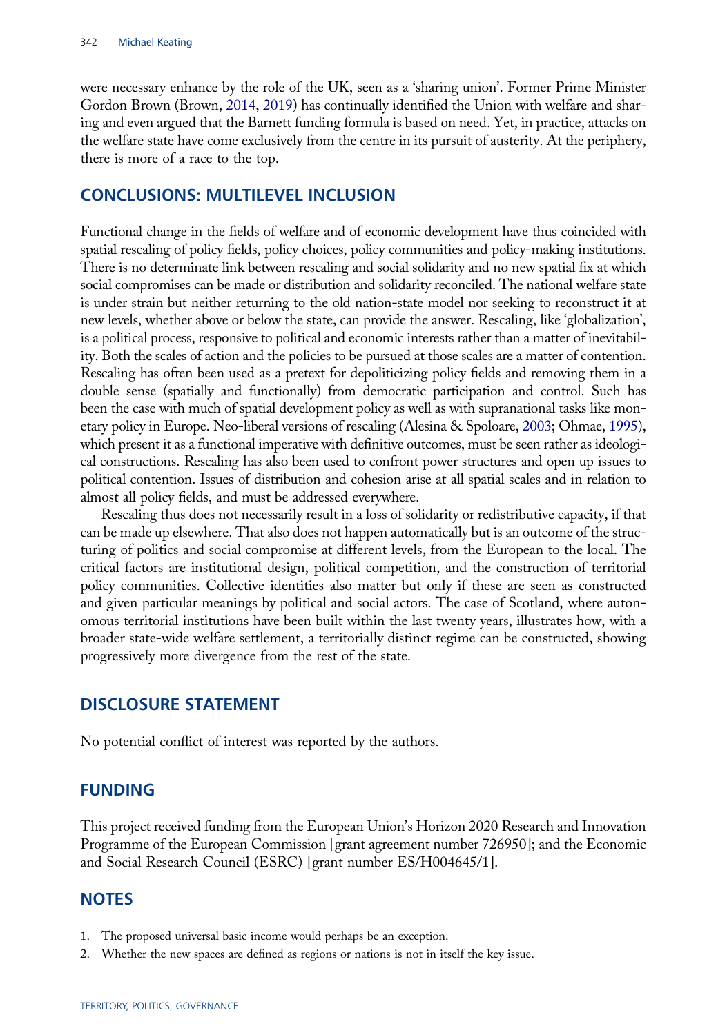were necessary enhance by the role of the UK, seen as a 'sharing union'. Former Prime Minister Gordon Brown (Brown, 2014, 2019) has continually identified the Union with welfare and sharing and even argued that the Barnett funding formula is based on need. Yet, in practice, attacks on the welfare state have come exclusively from the centre in its pursuit of austerity. At the periphery, there is more of a race to the top.

## CONCLUSIONS: MULTILEVEL INCLUSION

Functional change in the fields of welfare and of economic development have thus coincided with spatial rescaling of policy fields, policy choices, policy communities and policy-making institutions. There is no determinate link between rescaling and social solidarity and no new spatial fix at which social compromises can be made or distribution and solidarity reconciled. The national welfare state is under strain but neither returning to the old nation-state model nor seeking to reconstruct it at new levels, whether above or below the state, can provide the answer. Rescaling, like 'globalization', is a political process, responsive to political and economic interests rather than a matter of inevitability. Both the scales of action and the policies to be pursued at those scales are a matter of contention. Rescaling has often been used as a pretext for depoliticizing policy fields and removing them in a double sense (spatially and functionally) from democratic participation and control. Such has been the case with much of spatial development policy as well as with supranational tasks like monetary policy in Europe. Neo-liberal versions of rescaling (Alesina & Spoloare, 2003; Ohmae, 1995), which present it as a functional imperative with definitive outcomes, must be seen rather as ideological constructions. Rescaling has also been used to confront power structures and open up issues to political contention. Issues of distribution and cohesion arise at all spatial scales and in relation to almost all policy fields, and must be addressed everywhere.

Rescaling thus does not necessarily result in a loss of solidarity or redistributive capacity, if that can be made up elsewhere. That also does not happen automatically but is an outcome of the structuring of politics and social compromise at different levels, from the European to the local. The critical factors are institutional design, political competition, and the construction of territorial policy communities. Collective identities also matter but only if these are seen as constructed and given particular meanings by political and social actors. The case of Scotland, where autonomous territorial institutions have been built within the last twenty years, illustrates how, with a broader state-wide welfare settlement, a territorially distinct regime can be constructed, showing progressively more divergence from the rest of the state.

## DISCLOSURE STATEMENT

No potential conflict of interest was reported by the authors.

## FUNDING

This project received funding from the European Union's Horizon 2020 Research and Innovation Programme of the European Commission [grant agreement number 726950]; and the Economic and Social Research Council (ESRC) [grant number ES/H004645/1].

## NOTES

1. The proposed universal basic income would perhaps be an exception.
2. Whether the new spaces are defined as regions or nations is not in itself the key issue.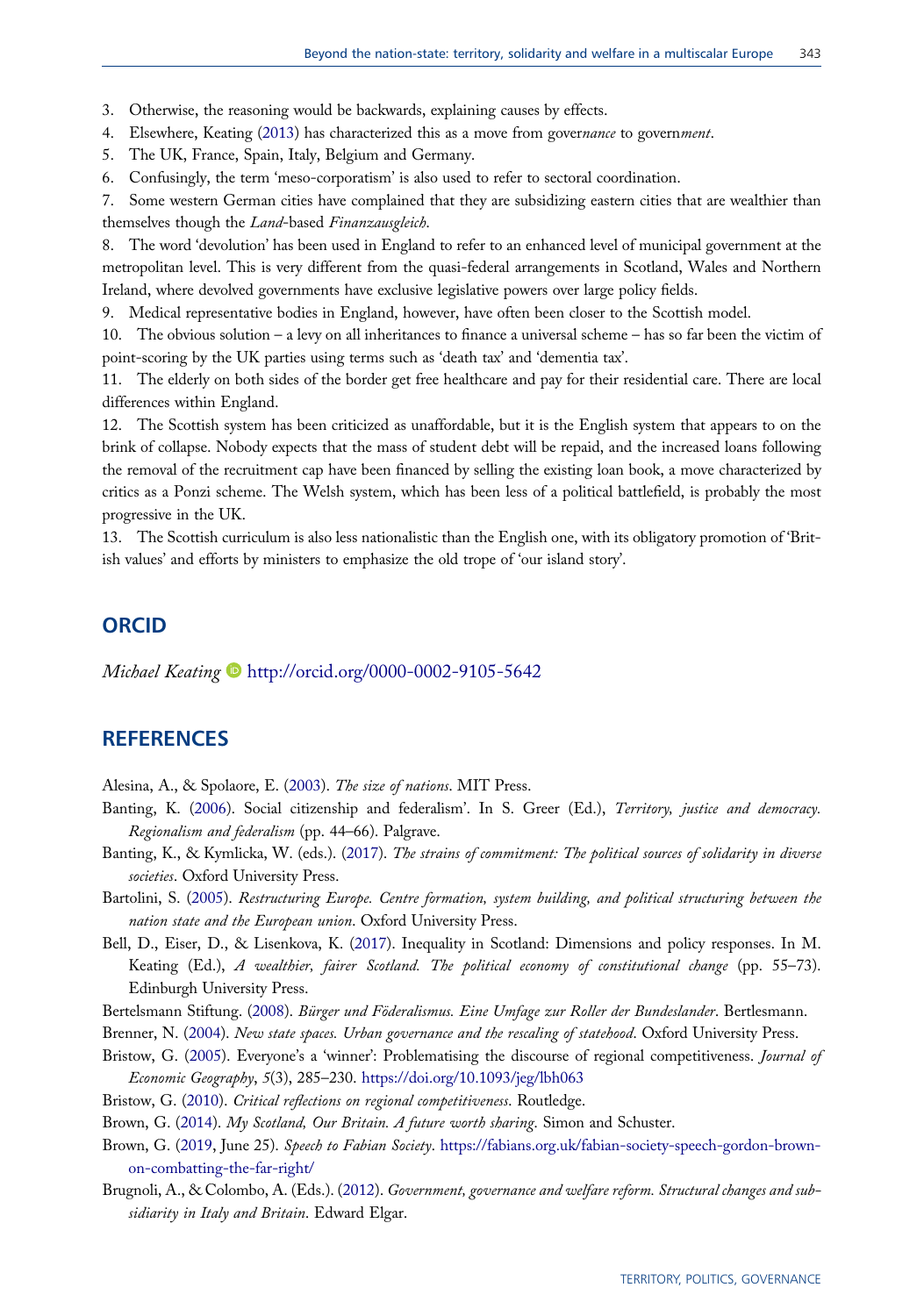3. Otherwise, the reasoning would be backwards, explaining causes by effects.
4. Elsewhere, Keating (2013) has characterized this as a move from gover*nance* to govern*ment*.
5. The UK, France, Spain, Italy, Belgium and Germany.
6. Confusingly, the term 'meso-corporatism' is also used to refer to sectoral coordination.
7. Some western German cities have complained that they are subsidizing eastern cities that are wealthier than themselves though the *Land*-based *Finanzausgleich*.
8. The word 'devolution' has been used in England to refer to an enhanced level of municipal government at the metropolitan level. This is very different from the quasi-federal arrangements in Scotland, Wales and Northern Ireland, where devolved governments have exclusive legislative powers over large policy fields.
9. Medical representative bodies in England, however, have often been closer to the Scottish model.
10. The obvious solution – a levy on all inheritances to finance a universal scheme – has so far been the victim of point-scoring by the UK parties using terms such as 'death tax' and 'dementia tax'.
11. The elderly on both sides of the border get free healthcare and pay for their residential care. There are local differences within England.
12. The Scottish system has been criticized as unaffordable, but it is the English system that appears to on the brink of collapse. Nobody expects that the mass of student debt will be repaid, and the increased loans following the removal of the recruitment cap have been financed by selling the existing loan book, a move characterized by critics as a Ponzi scheme. The Welsh system, which has been less of a political battlefield, is probably the most progressive in the UK.
13. The Scottish curriculum is also less nationalistic than the English one, with its obligatory promotion of 'British values' and efforts by ministers to emphasize the old trope of 'our island story'.

## ORCID

*Michael Keating* http://orcid.org/0000-0002-9105-5642

## REFERENCES

Alesina, A., & Spolaore, E. (2003). *The size of nations*. MIT Press.

Banting, K. (2006). Social citizenship and federalism'. In S. Greer (Ed.), *Territory, justice and democracy. Regionalism and federalism* (pp. 44–66). Palgrave.

Banting, K., & Kymlicka, W. (eds.). (2017). *The strains of commitment: The political sources of solidarity in diverse societies*. Oxford University Press.

Bartolini, S. (2005). *Restructuring Europe. Centre formation, system building, and political structuring between the nation state and the European union*. Oxford University Press.

Bell, D., Eiser, D., & Lisenkova, K. (2017). Inequality in Scotland: Dimensions and policy responses. In M. Keating (Ed.), *A wealthier, fairer Scotland. The political economy of constitutional change* (pp. 55–73). Edinburgh University Press.

Bertelsmann Stiftung. (2008). *Bürger und Föderalismus. Eine Umfage zur Roller der Bundeslander*. Bertlesmann.

Brenner, N. (2004). *New state spaces. Urban governance and the rescaling of statehood*. Oxford University Press.

Bristow, G. (2005). Everyone's a 'winner': Problematising the discourse of regional competitiveness. *Journal of Economic Geography*, *5*(3), 285–230. https://doi.org/10.1093/jeg/lbh063

Bristow, G. (2010). *Critical reflections on regional competitiveness*. Routledge.

Brown, G. (2014). *My Scotland, Our Britain. A future worth sharing*. Simon and Schuster.

Brown, G. (2019, June 25). *Speech to Fabian Society*. https://fabians.org.uk/fabian-society-speech-gordon-brown-on-combatting-the-far-right/

Brugnoli, A., & Colombo, A. (Eds.). (2012). *Government, governance and welfare reform. Structural changes and subsidiarity in Italy and Britain*. Edward Elgar.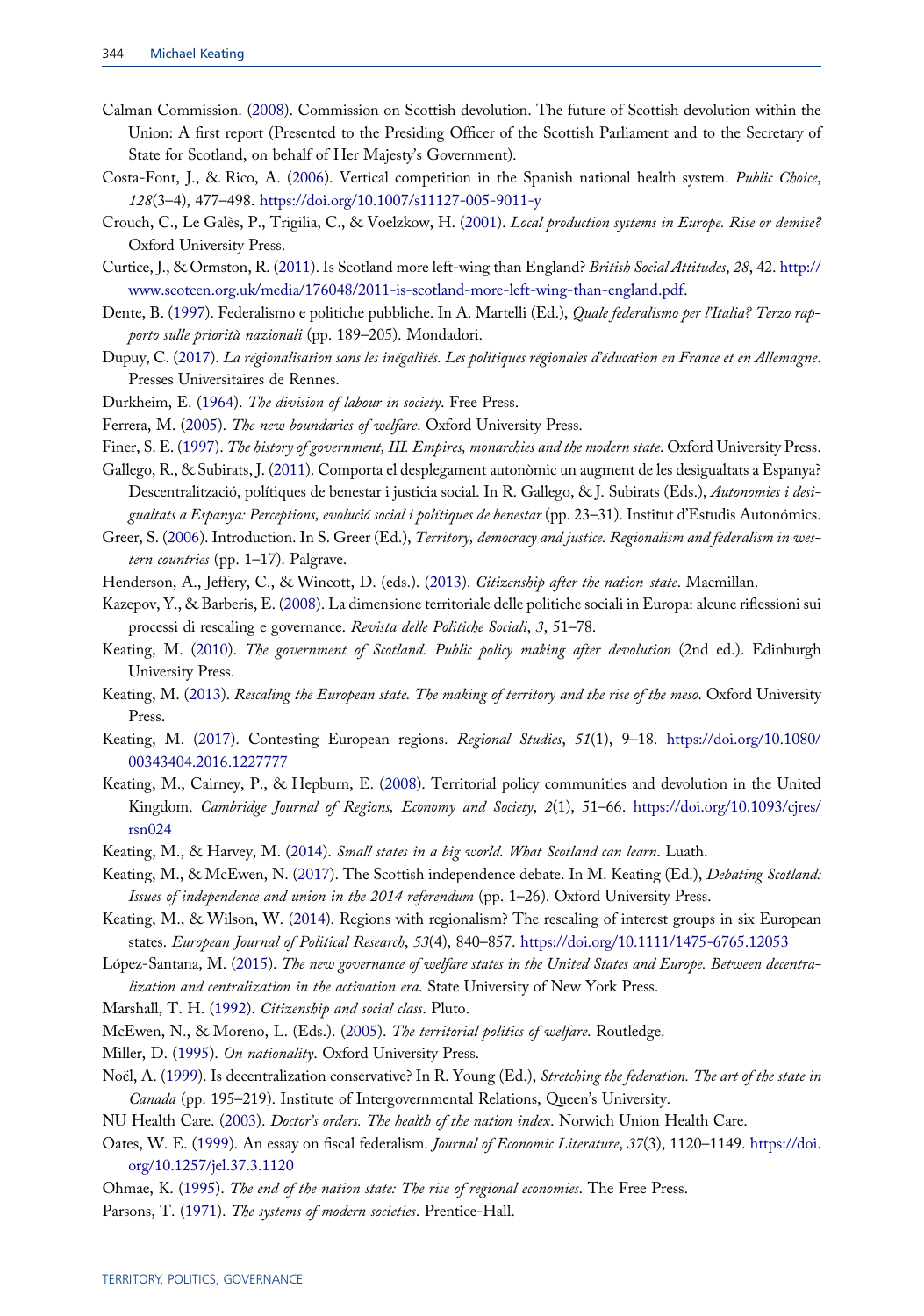Calman Commission. (2008). Commission on Scottish devolution. The future of Scottish devolution within the Union: A first report (Presented to the Presiding Officer of the Scottish Parliament and to the Secretary of State for Scotland, on behalf of Her Majesty's Government).

Costa-Font, J., & Rico, A. (2006). Vertical competition in the Spanish national health system. *Public Choice*, *128*(3–4), 477–498. https://doi.org/10.1007/s11127-005-9011-y

Crouch, C., Le Galès, P., Trigilia, C., & Voelzkow, H. (2001). *Local production systems in Europe. Rise or demise?* Oxford University Press.

Curtice, J., & Ormston, R. (2011). Is Scotland more left-wing than England? *British Social Attitudes*, *28*, 42. http://www.scotcen.org.uk/media/176048/2011-is-scotland-more-left-wing-than-england.pdf.

Dente, B. (1997). Federalismo e politiche pubbliche. In A. Martelli (Ed.), *Quale federalismo per l'Italia? Terzo rapporto sulle priorità nazionali* (pp. 189–205). Mondadori.

Dupuy, C. (2017). *La régionalisation sans les inégalités. Les politiques régionales d'éducation en France et en Allemagne*. Presses Universitaires de Rennes.

Durkheim, E. (1964). *The division of labour in society*. Free Press.

Ferrera, M. (2005). *The new boundaries of welfare*. Oxford University Press.

Finer, S. E. (1997). *The history of government, III. Empires, monarchies and the modern state*. Oxford University Press.

Gallego, R., & Subirats, J. (2011). Comporta el desplegament autonòmic un augment de les desigualtats a Espanya? Descentralització, polítiques de benestar i justicia social. In R. Gallego, & J. Subirats (Eds.), *Autonomies i desigualtats a Espanya: Perceptions, evolució social i polítiques de benestar* (pp. 23–31). Institut d'Estudis Autonómics.

Greer, S. (2006). Introduction. In S. Greer (Ed.), *Territory, democracy and justice. Regionalism and federalism in western countries* (pp. 1–17). Palgrave.

Henderson, A., Jeffery, C., & Wincott, D. (eds.). (2013). *Citizenship after the nation-state*. Macmillan.

Kazepov, Y., & Barberis, E. (2008). La dimensione territoriale delle politiche sociali in Europa: alcune riflessioni sui processi di rescaling e governance. *Revista delle Politiche Sociali*, *3*, 51–78.

Keating, M. (2010). *The government of Scotland. Public policy making after devolution* (2nd ed.). Edinburgh University Press.

Keating, M. (2013). *Rescaling the European state. The making of territory and the rise of the meso*. Oxford University Press.

Keating, M. (2017). Contesting European regions. *Regional Studies*, *51*(1), 9–18. https://doi.org/10.1080/00343404.2016.1227777

Keating, M., Cairney, P., & Hepburn, E. (2008). Territorial policy communities and devolution in the United Kingdom. *Cambridge Journal of Regions, Economy and Society*, *2*(1), 51–66. https://doi.org/10.1093/cjres/rsn024

Keating, M., & Harvey, M. (2014). *Small states in a big world. What Scotland can learn*. Luath.

Keating, M., & McEwen, N. (2017). The Scottish independence debate. In M. Keating (Ed.), *Debating Scotland: Issues of independence and union in the 2014 referendum* (pp. 1–26). Oxford University Press.

Keating, M., & Wilson, W. (2014). Regions with regionalism? The rescaling of interest groups in six European states. *European Journal of Political Research*, *53*(4), 840–857. https://doi.org/10.1111/1475-6765.12053

López-Santana, M. (2015). *The new governance of welfare states in the United States and Europe. Between decentralization and centralization in the activation era*. State University of New York Press.

Marshall, T. H. (1992). *Citizenship and social class*. Pluto.

McEwen, N., & Moreno, L. (Eds.). (2005). *The territorial politics of welfare*. Routledge.

Miller, D. (1995). *On nationality*. Oxford University Press.

Noël, A. (1999). Is decentralization conservative? In R. Young (Ed.), *Stretching the federation. The art of the state in Canada* (pp. 195–219). Institute of Intergovernmental Relations, Queen's University.

NU Health Care. (2003). *Doctor's orders. The health of the nation index*. Norwich Union Health Care.

Oates, W. E. (1999). An essay on fiscal federalism. *Journal of Economic Literature*, *37*(3), 1120–1149. https://doi.org/10.1257/jel.37.3.1120

Ohmae, K. (1995). *The end of the nation state: The rise of regional economies*. The Free Press.

Parsons, T. (1971). *The systems of modern societies*. Prentice-Hall.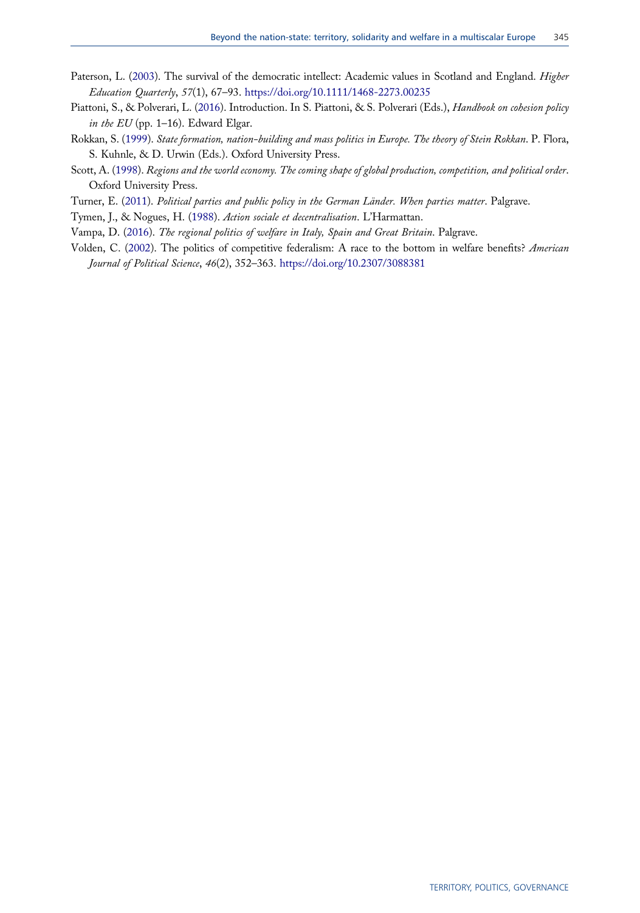Paterson, L. (2003). The survival of the democratic intellect: Academic values in Scotland and England. *Higher Education Quarterly*, *57*(1), 67–93. https://doi.org/10.1111/1468-2273.00235

Piattoni, S., & Polverari, L. (2016). Introduction. In S. Piattoni, & S. Polverari (Eds.), *Handbook on cohesion policy in the EU* (pp. 1–16). Edward Elgar.

Rokkan, S. (1999). *State formation, nation-building and mass politics in Europe. The theory of Stein Rokkan*. P. Flora, S. Kuhnle, & D. Urwin (Eds.). Oxford University Press.

Scott, A. (1998). *Regions and the world economy. The coming shape of global production, competition, and political order*. Oxford University Press.

Turner, E. (2011). *Political parties and public policy in the German Länder. When parties matter*. Palgrave.

Tymen, J., & Nogues, H. (1988). *Action sociale et decentralisation*. L'Harmattan.

Vampa, D. (2016). *The regional politics of welfare in Italy, Spain and Great Britain*. Palgrave.

Volden, C. (2002). The politics of competitive federalism: A race to the bottom in welfare benefits? *American Journal of Political Science*, *46*(2), 352–363. https://doi.org/10.2307/3088381